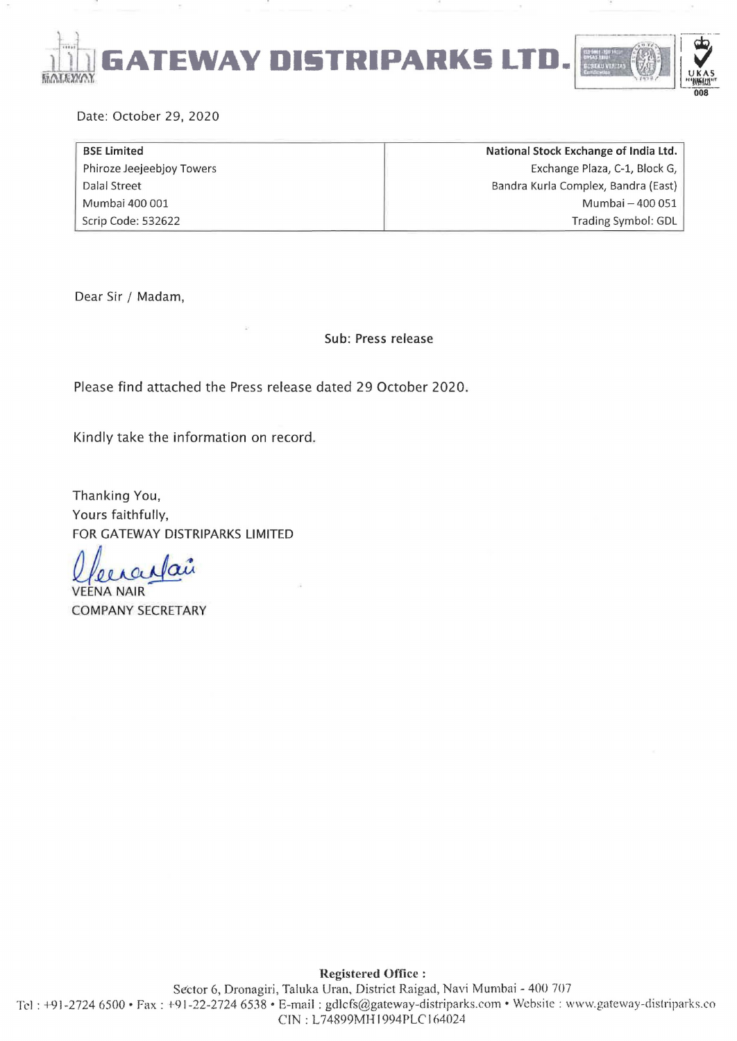# GATEWAY DISTRIPARKS LTD.

Date: October 29, 2020

| BSE Limited | National Stock Exchange of India Ltd. |
|---|---|
| Phiroze Jeejeebjoy Towers | Exchange Plaza, C-1, Block G, |
| Dalal Street | Bandra Kurla Complex, Bandra (East) |
| Mumbai 400 001 | Mumbai – 400 051 |
| Scrip Code: 532622 | Trading Symbol: GDL |

Dear Sir / Madam,

Sub: Press release

Please find attached the Press release dated 29 October 2020.

Kindly take the information on record.

Thanking You,
Yours faithfully,
FOR GATEWAY DISTRIPARKS LIMITED

VEENA NAIR
COMPANY SECRETARY

**Registered Office :**
Sector 6, Dronagiri, Taluka Uran, District Raigad, Navi Mumbai - 400 707
Tel : +91-2724 6500 • Fax : +91-22-2724 6538 • E-mail : gdlcfs@gateway-distriparks.com • Website : www.gateway-distriparks.co
CIN : L74899MH1994PLC164024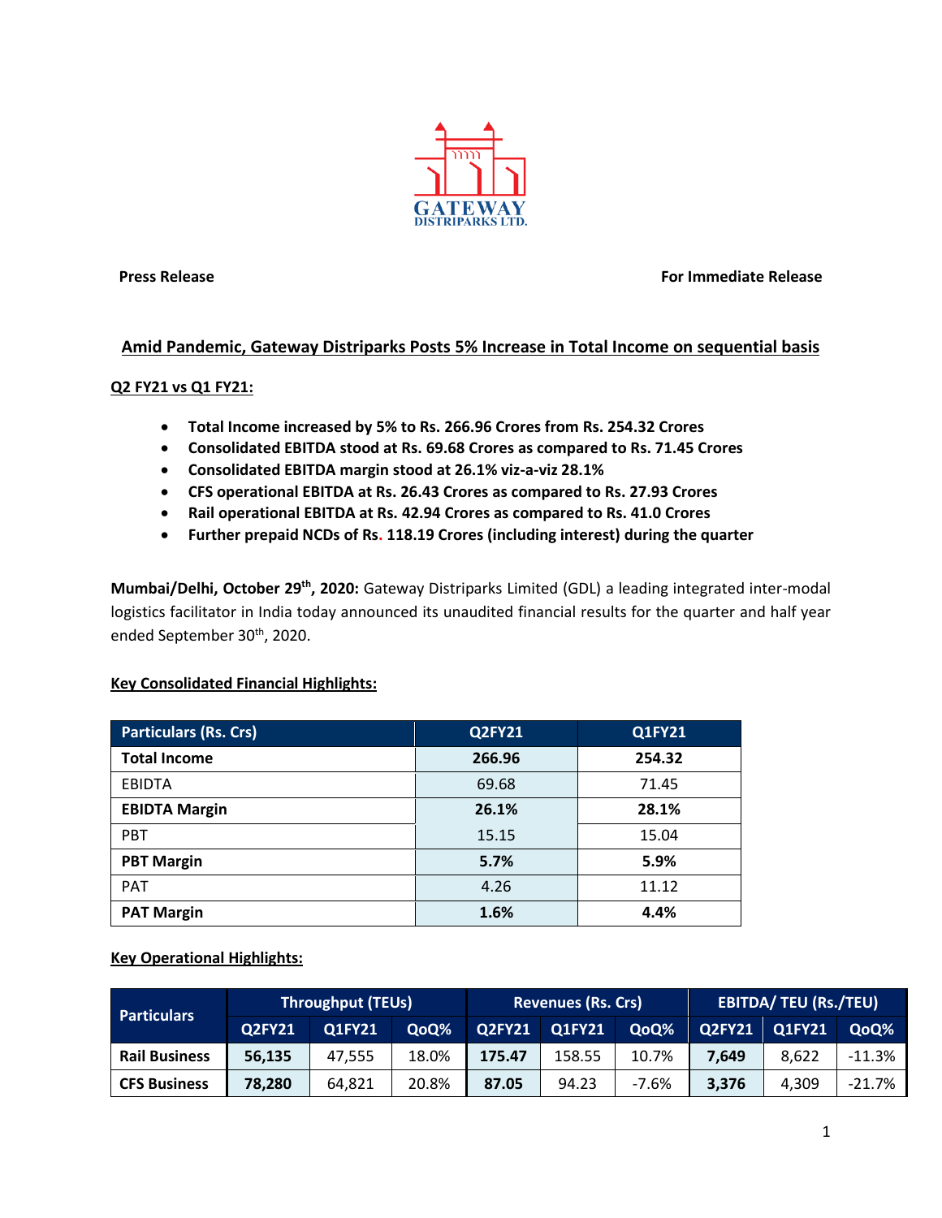**Press Release** **For Immediate Release**

## Amid Pandemic, Gateway Distriparks Posts 5% Increase in Total Income on sequential basis

**Q2 FY21 vs Q1 FY21:**

- **Total Income increased by 5% to Rs. 266.96 Crores from Rs. 254.32 Crores**
- **Consolidated EBITDA stood at Rs. 69.68 Crores as compared to Rs. 71.45 Crores**
- **Consolidated EBITDA margin stood at 26.1% viz-a-viz 28.1%**
- **CFS operational EBITDA at Rs. 26.43 Crores as compared to Rs. 27.93 Crores**
- **Rail operational EBITDA at Rs. 42.94 Crores as compared to Rs. 41.0 Crores**
- **Further prepaid NCDs of Rs. 118.19 Crores (including interest) during the quarter**

**Mumbai/Delhi, October 29th, 2020:** Gateway Distriparks Limited (GDL) a leading integrated inter-modal logistics facilitator in India today announced its unaudited financial results for the quarter and half year ended September 30th, 2020.

**Key Consolidated Financial Highlights:**

| Particulars (Rs. Crs) | Q2FY21 | Q1FY21 |
|---|---|---|
| **Total Income** | **266.96** | **254.32** |
| EBIDTA | 69.68 | 71.45 |
| **EBIDTA Margin** | **26.1%** | **28.1%** |
| PBT | 15.15 | 15.04 |
| **PBT Margin** | **5.7%** | **5.9%** |
| PAT | 4.26 | 11.12 |
| **PAT Margin** | **1.6%** | **4.4%** |

**Key Operational Highlights:**

| Particulars | Throughput (TEUs) | | | Revenues (Rs. Crs) | | | EBITDA/ TEU (Rs./TEU) | | |
|---|---|---|---|---|---|---|---|---|---|
| | Q2FY21 | Q1FY21 | QoQ% | Q2FY21 | Q1FY21 | QoQ% | Q2FY21 | Q1FY21 | QoQ% |
| **Rail Business** | **56,135** | 47,555 | 18.0% | **175.47** | 158.55 | 10.7% | **7,649** | 8,622 | -11.3% |
| **CFS Business** | **78,280** | 64,821 | 20.8% | **87.05** | 94.23 | -7.6% | **3,376** | 4,309 | -21.7% |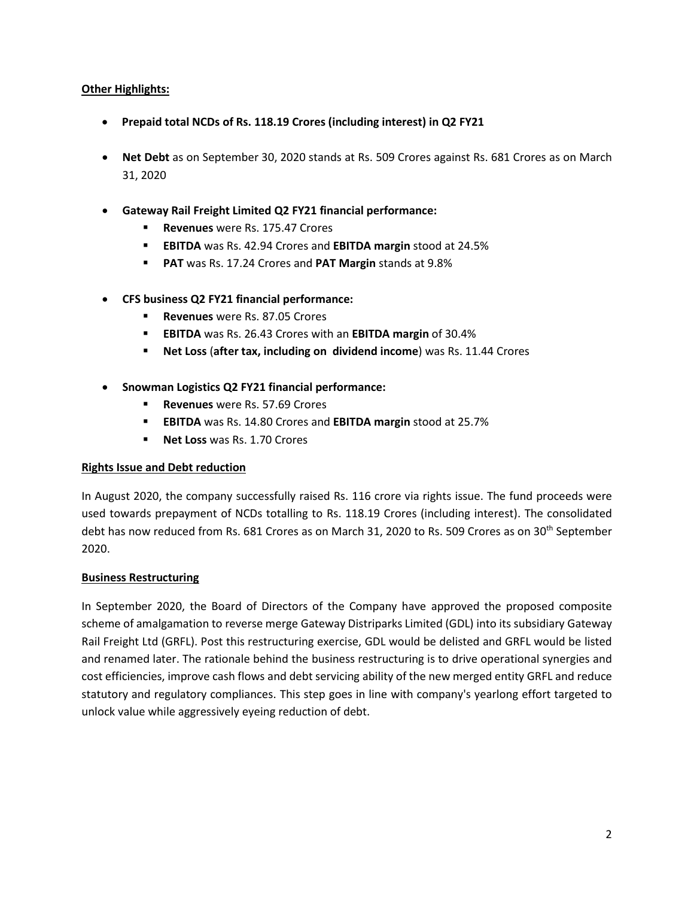**Other Highlights:**

- **Prepaid total NCDs of Rs. 118.19 Crores (including interest) in Q2 FY21**

- **Net Debt** as on September 30, 2020 stands at Rs. 509 Crores against Rs. 681 Crores as on March 31, 2020

- **Gateway Rail Freight Limited Q2 FY21 financial performance:**
  - **Revenues** were Rs. 175.47 Crores
  - **EBITDA** was Rs. 42.94 Crores and **EBITDA margin** stood at 24.5%
  - **PAT** was Rs. 17.24 Crores and **PAT Margin** stands at 9.8%

- **CFS business Q2 FY21 financial performance:**
  - **Revenues** were Rs. 87.05 Crores
  - **EBITDA** was Rs. 26.43 Crores with an **EBITDA margin** of 30.4%
  - **Net Loss** (**after tax, including on dividend income**) was Rs. 11.44 Crores

- **Snowman Logistics Q2 FY21 financial performance:**
  - **Revenues** were Rs. 57.69 Crores
  - **EBITDA** was Rs. 14.80 Crores and **EBITDA margin** stood at 25.7%
  - **Net Loss** was Rs. 1.70 Crores

**Rights Issue and Debt reduction**

In August 2020, the company successfully raised Rs. 116 crore via rights issue. The fund proceeds were used towards prepayment of NCDs totalling to Rs. 118.19 Crores (including interest). The consolidated debt has now reduced from Rs. 681 Crores as on March 31, 2020 to Rs. 509 Crores as on 30th September 2020.

**Business Restructuring**

In September 2020, the Board of Directors of the Company have approved the proposed composite scheme of amalgamation to reverse merge Gateway Distriparks Limited (GDL) into its subsidiary Gateway Rail Freight Ltd (GRFL). Post this restructuring exercise, GDL would be delisted and GRFL would be listed and renamed later. The rationale behind the business restructuring is to drive operational synergies and cost efficiencies, improve cash flows and debt servicing ability of the new merged entity GRFL and reduce statutory and regulatory compliances. This step goes in line with company's yearlong effort targeted to unlock value while aggressively eyeing reduction of debt.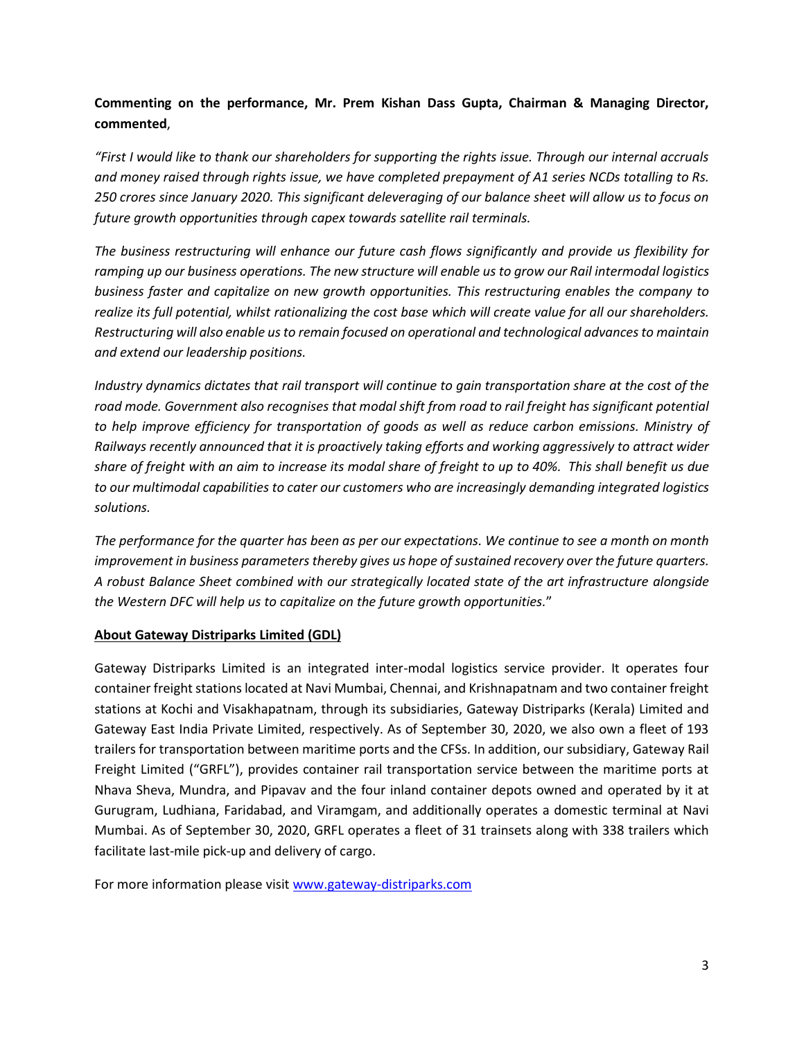**Commenting on the performance, Mr. Prem Kishan Dass Gupta, Chairman & Managing Director, commented**,

*"First I would like to thank our shareholders for supporting the rights issue. Through our internal accruals and money raised through rights issue, we have completed prepayment of A1 series NCDs totalling to Rs. 250 crores since January 2020. This significant deleveraging of our balance sheet will allow us to focus on future growth opportunities through capex towards satellite rail terminals.*

*The business restructuring will enhance our future cash flows significantly and provide us flexibility for ramping up our business operations. The new structure will enable us to grow our Rail intermodal logistics business faster and capitalize on new growth opportunities. This restructuring enables the company to realize its full potential, whilst rationalizing the cost base which will create value for all our shareholders. Restructuring will also enable us to remain focused on operational and technological advances to maintain and extend our leadership positions.*

*Industry dynamics dictates that rail transport will continue to gain transportation share at the cost of the road mode. Government also recognises that modal shift from road to rail freight has significant potential to help improve efficiency for transportation of goods as well as reduce carbon emissions. Ministry of Railways recently announced that it is proactively taking efforts and working aggressively to attract wider share of freight with an aim to increase its modal share of freight to up to 40%. This shall benefit us due to our multimodal capabilities to cater our customers who are increasingly demanding integrated logistics solutions.*

*The performance for the quarter has been as per our expectations. We continue to see a month on month improvement in business parameters thereby gives us hope of sustained recovery over the future quarters. A robust Balance Sheet combined with our strategically located state of the art infrastructure alongside the Western DFC will help us to capitalize on the future growth opportunities."*

**About Gateway Distriparks Limited (GDL)**

Gateway Distriparks Limited is an integrated inter-modal logistics service provider. It operates four container freight stations located at Navi Mumbai, Chennai, and Krishnapatnam and two container freight stations at Kochi and Visakhapatnam, through its subsidiaries, Gateway Distriparks (Kerala) Limited and Gateway East India Private Limited, respectively. As of September 30, 2020, we also own a fleet of 193 trailers for transportation between maritime ports and the CFSs. In addition, our subsidiary, Gateway Rail Freight Limited ("GRFL"), provides container rail transportation service between the maritime ports at Nhava Sheva, Mundra, and Pipavav and the four inland container depots owned and operated by it at Gurugram, Ludhiana, Faridabad, and Viramgam, and additionally operates a domestic terminal at Navi Mumbai. As of September 30, 2020, GRFL operates a fleet of 31 trainsets along with 338 trailers which facilitate last-mile pick-up and delivery of cargo.

For more information please visit [www.gateway-distriparks.com](http://www.gateway-distriparks.com)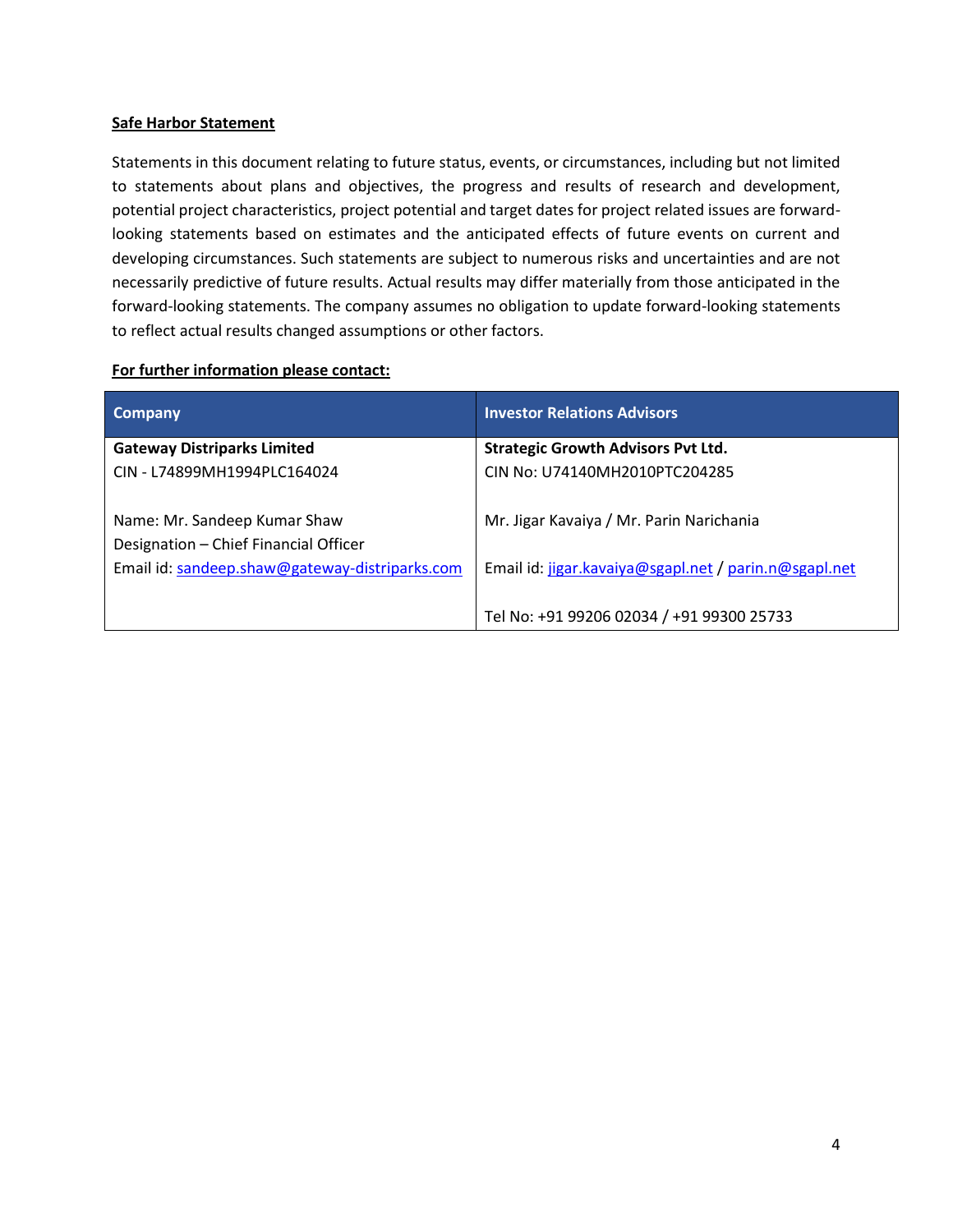**Safe Harbor Statement**

Statements in this document relating to future status, events, or circumstances, including but not limited to statements about plans and objectives, the progress and results of research and development, potential project characteristics, project potential and target dates for project related issues are forward-looking statements based on estimates and the anticipated effects of future events on current and developing circumstances. Such statements are subject to numerous risks and uncertainties and are not necessarily predictive of future results. Actual results may differ materially from those anticipated in the forward-looking statements. The company assumes no obligation to update forward-looking statements to reflect actual results changed assumptions or other factors.

**For further information please contact:**

| Company | Investor Relations Advisors |
| --- | --- |
| **Gateway Distriparks Limited**<br>CIN - L74899MH1994PLC164024<br><br>Name: Mr. Sandeep Kumar Shaw<br>Designation – Chief Financial Officer<br>Email id: sandeep.shaw@gateway-distriparks.com | **Strategic Growth Advisors Pvt Ltd.**<br>CIN No: U74140MH2010PTC204285<br><br>Mr. Jigar Kavaiya / Mr. Parin Narichania<br><br>Email id: jigar.kavaiya@sgapl.net / parin.n@sgapl.net<br><br>Tel No: +91 99206 02034 / +91 99300 25733 |